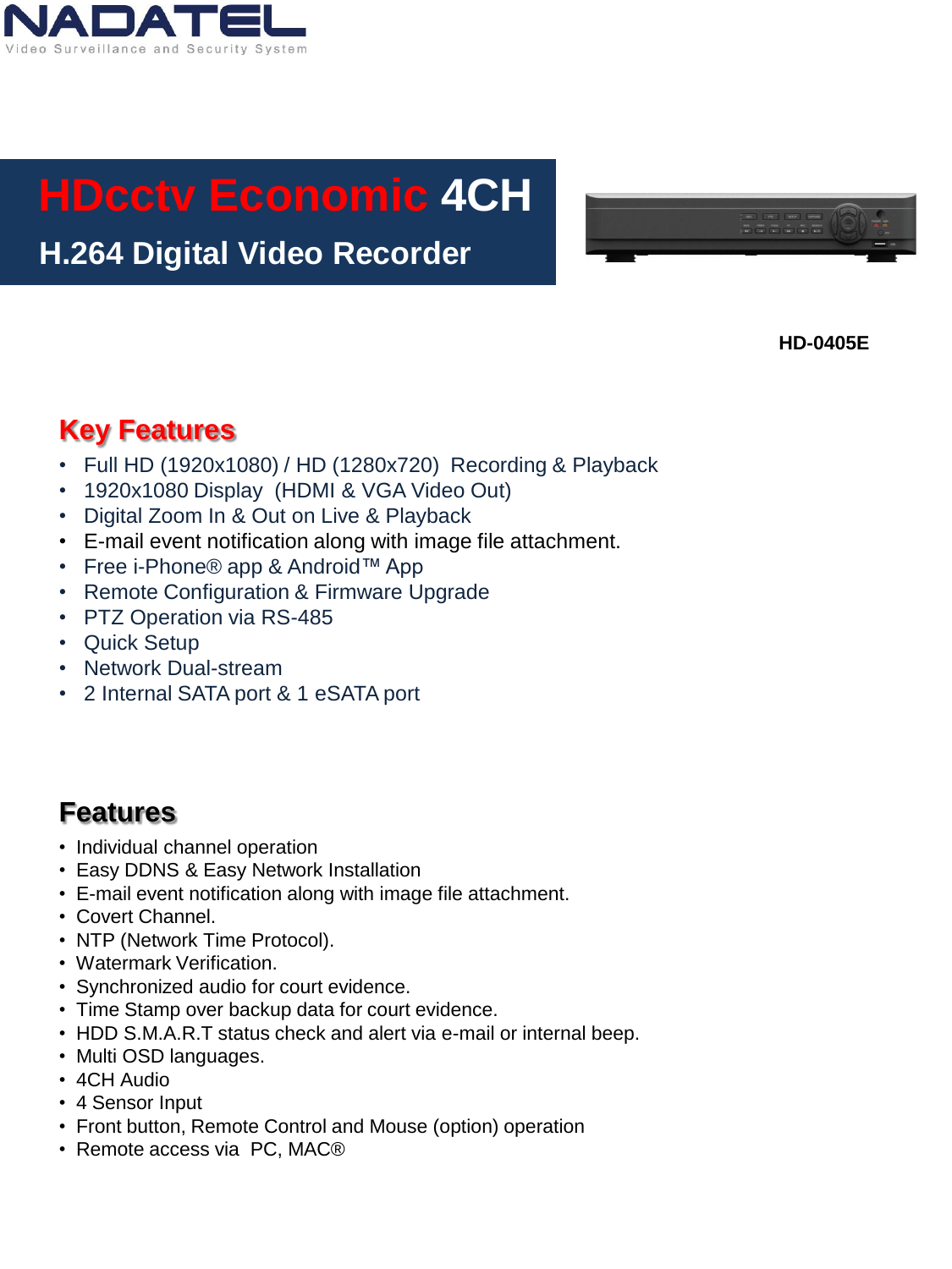NADATEL

Video Surveillance and Security System

# HDcctv Economic 4CH

## H.264 Digital Video Recorder

**HD-0405E**

## Key Features

- Full HD (1920x1080) / HD (1280x720)  Recording & Playback
- 1920x1080 Display  (HDMI & VGA Video Out)
- Digital Zoom In & Out on Live & Playback
- E-mail event notification along with image file attachment.
- Free i-Phone® app & Android™ App
- Remote Configuration & Firmware Upgrade
- PTZ Operation via RS-485
- Quick Setup
- Network Dual-stream
- 2 Internal SATA port & 1 eSATA port

## Features

- Individual channel operation
- Easy DDNS & Easy Network Installation
- E-mail event notification along with image file attachment.
- Covert Channel.
- NTP (Network Time Protocol).
- Watermark Verification.
- Synchronized audio for court evidence.
- Time Stamp over backup data for court evidence.
- HDD S.M.A.R.T status check and alert via e-mail or internal beep.
- Multi OSD languages.
- 4CH Audio
- 4 Sensor Input
- Front button, Remote Control and Mouse (option) operation
- Remote access via  PC, MAC®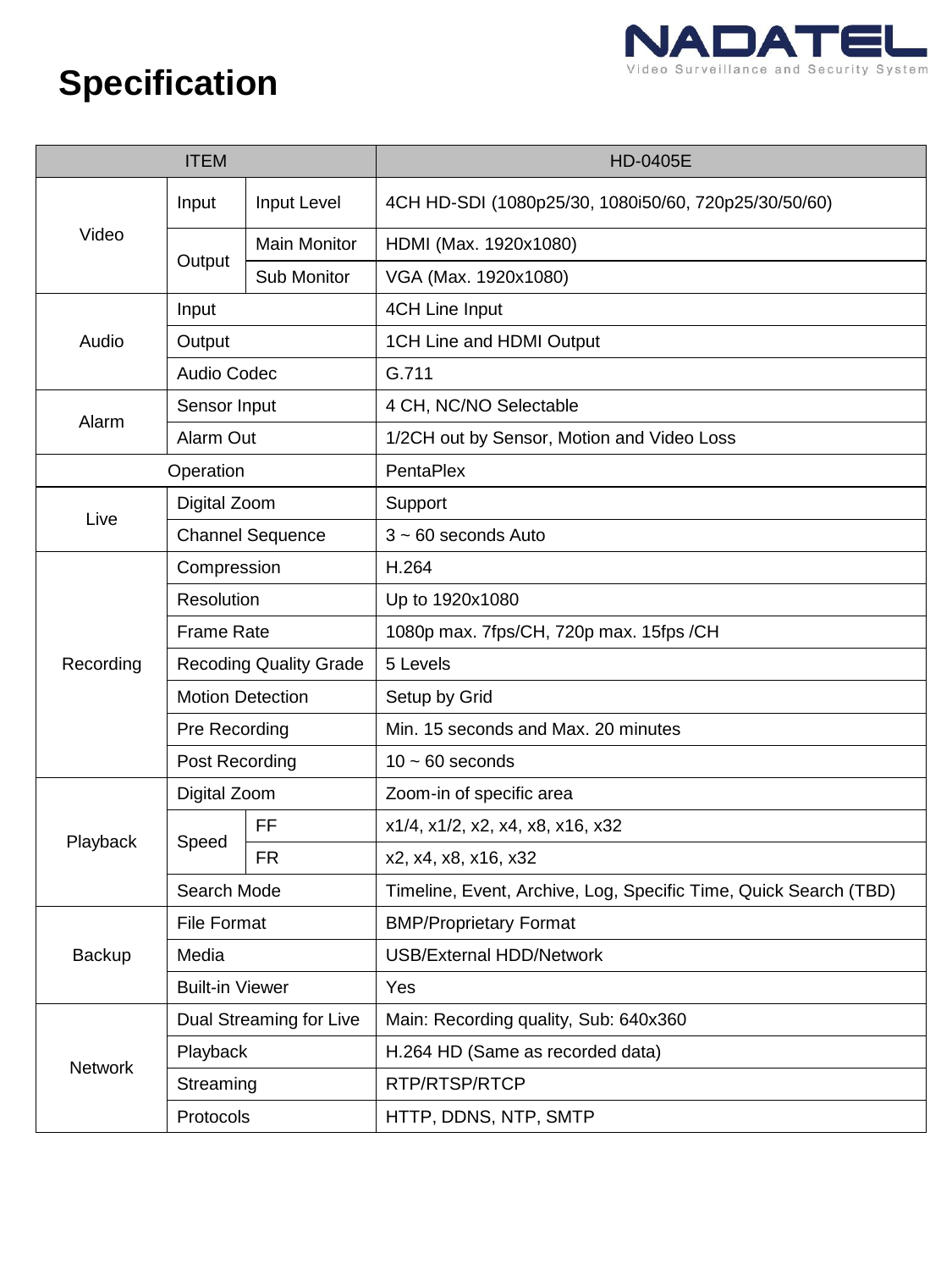# Specification

NADATEL Video Surveillance and Security System

| ITEM | | | HD-0405E |
|---|---|---|---|
| Video | Input | Input Level | 4CH HD-SDI (1080p25/30, 1080i50/60, 720p25/30/50/60) |
| | Output | Main Monitor | HDMI (Max. 1920x1080) |
| | | Sub Monitor | VGA (Max. 1920x1080) |
| Audio | Input | | 4CH Line Input |
| | Output | | 1CH Line and HDMI Output |
| | Audio Codec | | G.711 |
| Alarm | Sensor Input | | 4 CH, NC/NO Selectable |
| | Alarm Out | | 1/2CH out by Sensor, Motion and Video Loss |
| Operation | | | PentaPlex |
| Live | Digital Zoom | | Support |
| | Channel Sequence | | 3 ~ 60 seconds Auto |
| Recording | Compression | | H.264 |
| | Resolution | | Up to 1920x1080 |
| | Frame Rate | | 1080p max. 7fps/CH, 720p max. 15fps /CH |
| | Recoding Quality Grade | | 5 Levels |
| | Motion Detection | | Setup by Grid |
| | Pre Recording | | Min. 15 seconds and Max. 20 minutes |
| | Post Recording | | 10 ~ 60 seconds |
| Playback | Digital Zoom | | Zoom-in of specific area |
| | Speed | FF | x1/4, x1/2, x2, x4, x8, x16, x32 |
| | | FR | x2, x4, x8, x16, x32 |
| | Search Mode | | Timeline, Event, Archive, Log, Specific Time, Quick Search (TBD) |
| Backup | File Format | | BMP/Proprietary Format |
| | Media | | USB/External HDD/Network |
| | Built-in Viewer | | Yes |
| Network | Dual Streaming for Live | | Main: Recording quality, Sub: 640x360 |
| | Playback | | H.264 HD (Same as recorded data) |
| | Streaming | | RTP/RTSP/RTCP |
| | Protocols | | HTTP, DDNS, NTP, SMTP |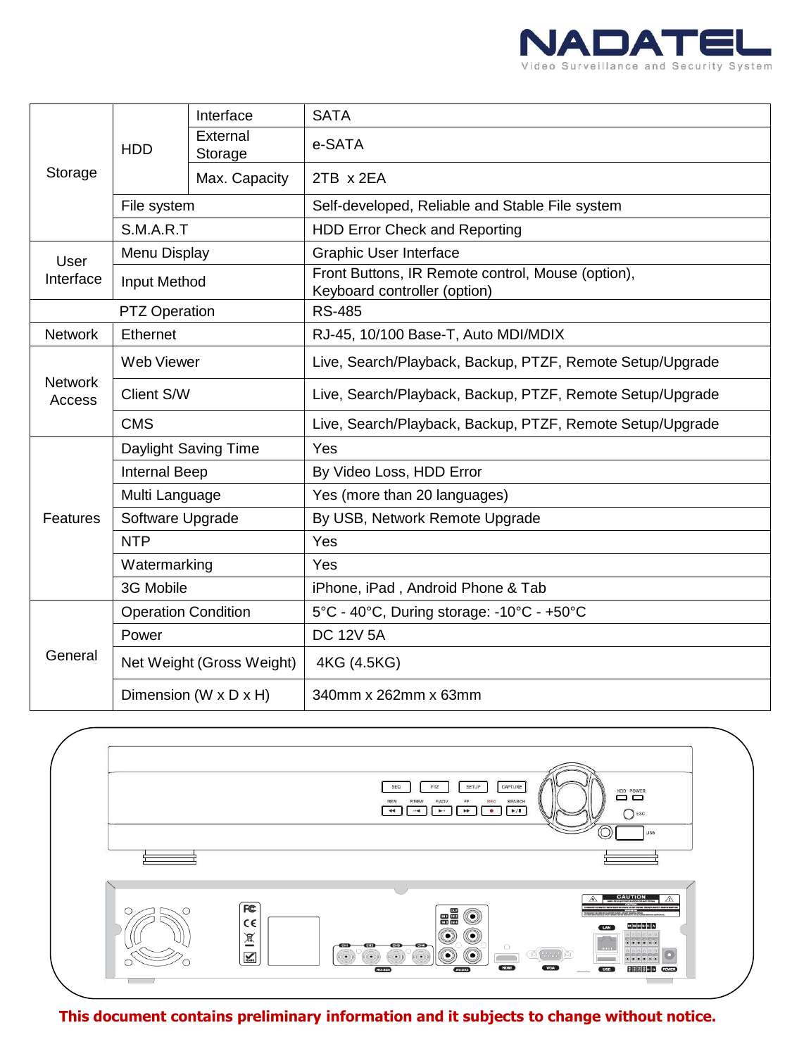| | | | |
|---|---|---|---|
| Storage | HDD | Interface | SATA |
| | | External Storage | e-SATA |
| | | Max. Capacity | 2TB x 2EA |
| | File system | | Self-developed, Reliable and Stable File system |
| | S.M.A.R.T | | HDD Error Check and Reporting |
| User Interface | Menu Display | | Graphic User Interface |
| | Input Method | | Front Buttons, IR Remote control, Mouse (option), Keyboard controller (option) |
| PTZ Operation | | | RS-485 |
| Network | Ethernet | | RJ-45, 10/100 Base-T, Auto MDI/MDIX |
| Network Access | Web Viewer | | Live, Search/Playback, Backup, PTZF, Remote Setup/Upgrade |
| | Client S/W | | Live, Search/Playback, Backup, PTZF, Remote Setup/Upgrade |
| | CMS | | Live, Search/Playback, Backup, PTZF, Remote Setup/Upgrade |
| Features | Daylight Saving Time | | Yes |
| | Internal Beep | | By Video Loss, HDD Error |
| | Multi Language | | Yes (more than 20 languages) |
| | Software Upgrade | | By USB, Network Remote Upgrade |
| | NTP | | Yes |
| | Watermarking | | Yes |
| | 3G Mobile | | iPhone, iPad , Android Phone & Tab |
| General | Operation Condition | | 5°C - 40°C, During storage: -10°C - +50°C |
| | Power | | DC 12V 5A |
| | Net Weight (Gross Weight) | | 4KG (4.5KG) |
| | Dimension (W x D x H) | | 340mm x 262mm x 63mm |

**This document contains preliminary information and it subjects to change without notice.**